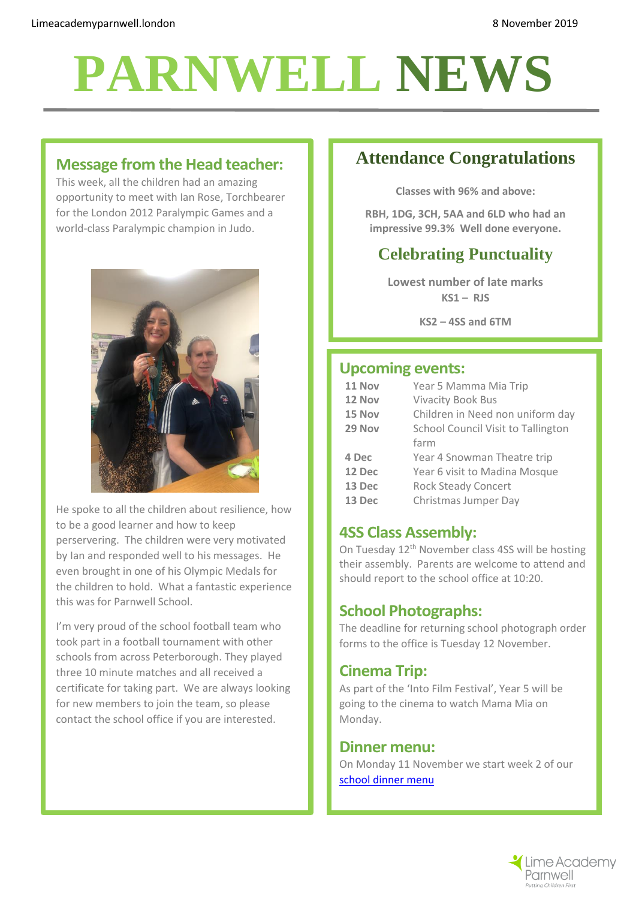Limeacademyparnwell.london

8 November 2019

# PARNWELL NEWS

## Message from the Head teacher:

This week, all the children had an amazing opportunity to meet with Ian Rose, Torchbearer for the London 2012 Paralympic Games and a world-class Paralympic champion in Judo.

He spoke to all the children about resilience, how to be a good learner and how to keep perservering. The children were very motivated by Ian and responded well to his messages. He even brought in one of his Olympic Medals for the children to hold. What a fantastic experience this was for Parnwell School.

I'm very proud of the school football team who took part in a football tournament with other schools from across Peterborough. They played three 10 minute matches and all received a certificate for taking part. We are always looking for new members to join the team, so please contact the school office if you are interested.

## Attendance Congratulations

**Classes with 96% and above:**

**RBH, 1DG, 3CH, 5AA and 6LD who had an impressive 99.3% Well done everyone.**

## Celebrating Punctuality

**Lowest number of late marks**

**KS1 – RJS**

**KS2 – 4SS and 6TM**

## Upcoming events:

| | |
|---|---|
| **11 Nov** | Year 5 Mamma Mia Trip |
| **12 Nov** | Vivacity Book Bus |
| **15 Nov** | Children in Need non uniform day |
| **29 Nov** | School Council Visit to Tallington farm |
| **4 Dec** | Year 4 Snowman Theatre trip |
| **12 Dec** | Year 6 visit to Madina Mosque |
| **13 Dec** | Rock Steady Concert |
| **13 Dec** | Christmas Jumper Day |

## 4SS Class Assembly:

On Tuesday 12th November class 4SS will be hosting their assembly. Parents are welcome to attend and should report to the school office at 10:20.

## School Photographs:

The deadline for returning school photograph order forms to the office is Tuesday 12 November.

## Cinema Trip:

As part of the 'Into Film Festival', Year 5 will be going to the cinema to watch Mama Mia on Monday.

## Dinner menu:

On Monday 11 November we start week 2 of our school dinner menu

Lime Academy Parnwell

*Putting Children First*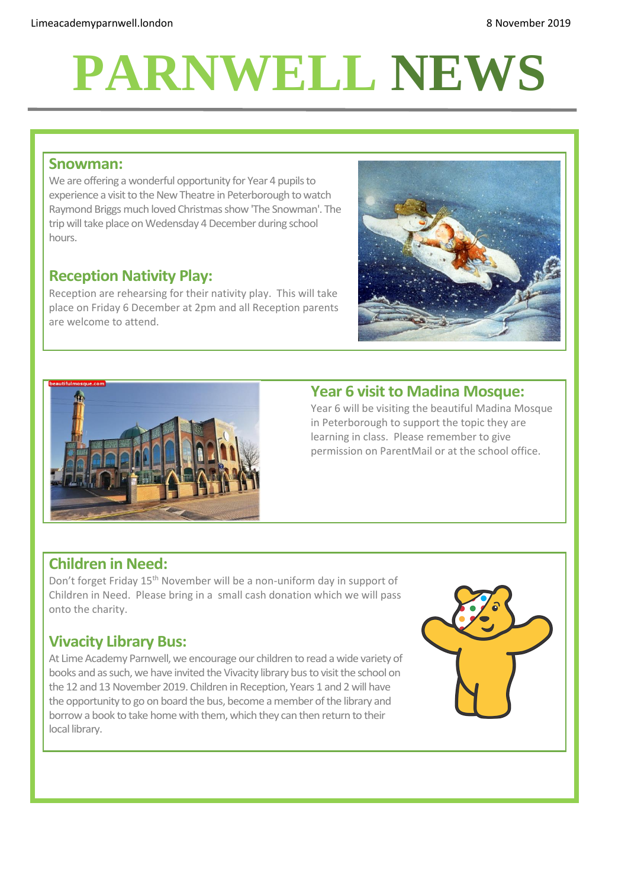Limeacademyparnwell.london

8 November 2019

# PARNWELL NEWS

## Snowman:

We are offering a wonderful opportunity for Year 4 pupils to experience a visit to the New Theatre in Peterborough to watch Raymond Briggs much loved Christmas show 'The Snowman'. The trip will take place on Wedensday 4 December during school hours.

## Reception Nativity Play:

Reception are rehearsing for their nativity play. This will take place on Friday 6 December at 2pm and all Reception parents are welcome to attend.

## Year 6 visit to Madina Mosque:

Year 6 will be visiting the beautiful Madina Mosque in Peterborough to support the topic they are learning in class. Please remember to give permission on ParentMail or at the school office.

## Children in Need:

Don't forget Friday 15th November will be a non-uniform day in support of Children in Need. Please bring in a small cash donation which we will pass onto the charity.

## Vivacity Library Bus:

At Lime Academy Parnwell, we encourage our children to read a wide variety of books and as such, we have invited the Vivacity library bus to visit the school on the 12 and 13 November 2019. Children in Reception, Years 1 and 2 will have the opportunity to go on board the bus, become a member of the library and borrow a book to take home with them, which they can then return to their local library.